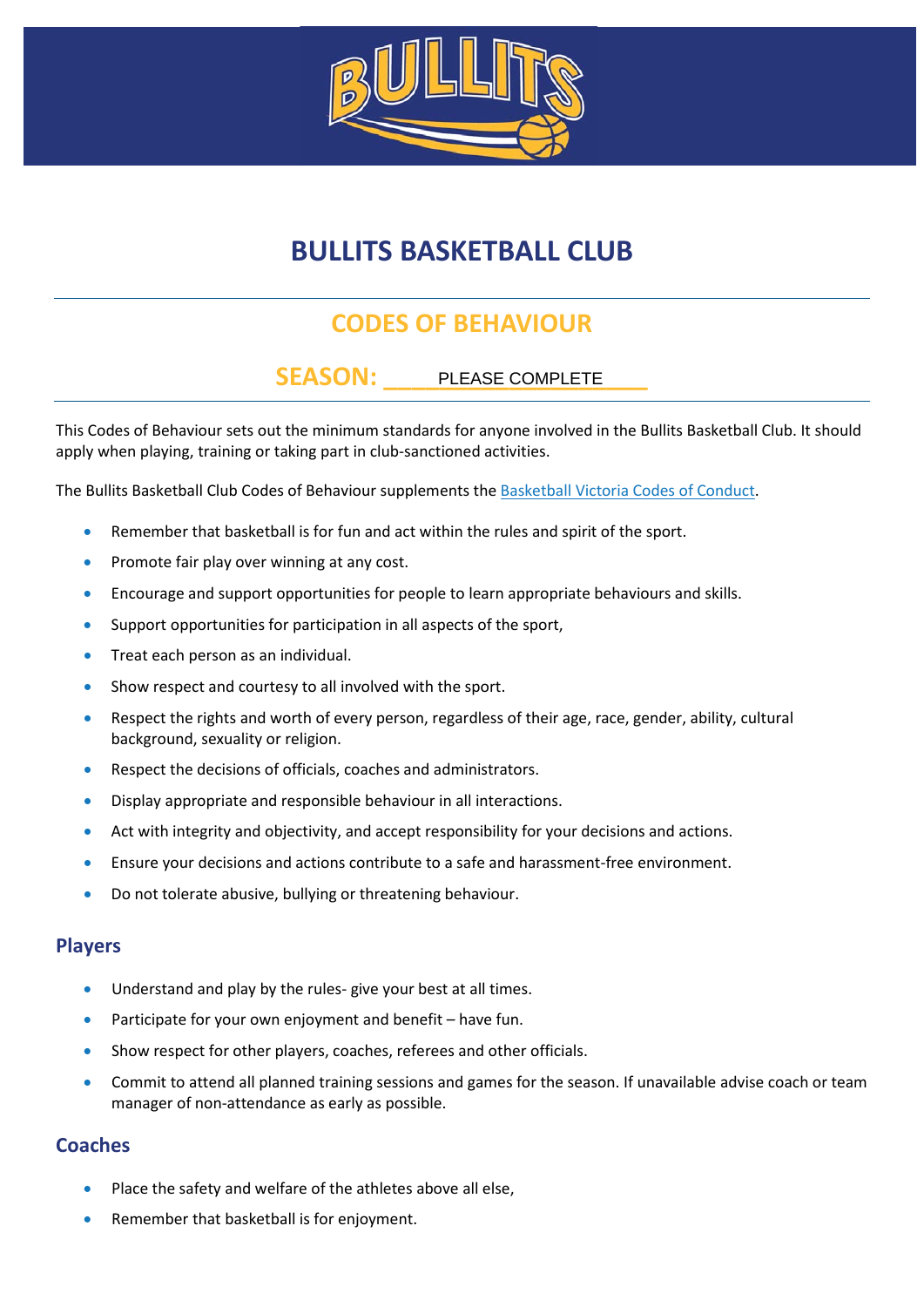# BULLITS BASKETBALL CLUB

## CODES OF BEHAVIOUR

### SEASON: \_\_\_\_PLEASE COMPLETE\_\_\_\_

This Codes of Behaviour sets out the minimum standards for anyone involved in the Bullits Basketball Club. It should apply when playing, training or taking part in club-sanctioned activities.

The Bullits Basketball Club Codes of Behaviour supplements the Basketball Victoria Codes of Conduct.

- Remember that basketball is for fun and act within the rules and spirit of the sport.
- Promote fair play over winning at any cost.
- Encourage and support opportunities for people to learn appropriate behaviours and skills.
- Support opportunities for participation in all aspects of the sport,
- Treat each person as an individual.
- Show respect and courtesy to all involved with the sport.
- Respect the rights and worth of every person, regardless of their age, race, gender, ability, cultural background, sexuality or religion.
- Respect the decisions of officials, coaches and administrators.
- Display appropriate and responsible behaviour in all interactions.
- Act with integrity and objectivity, and accept responsibility for your decisions and actions.
- Ensure your decisions and actions contribute to a safe and harassment-free environment.
- Do not tolerate abusive, bullying or threatening behaviour.

### Players

- Understand and play by the rules- give your best at all times.
- Participate for your own enjoyment and benefit – have fun.
- Show respect for other players, coaches, referees and other officials.
- Commit to attend all planned training sessions and games for the season. If unavailable advise coach or team manager of non-attendance as early as possible.

### Coaches

- Place the safety and welfare of the athletes above all else,
- Remember that basketball is for enjoyment.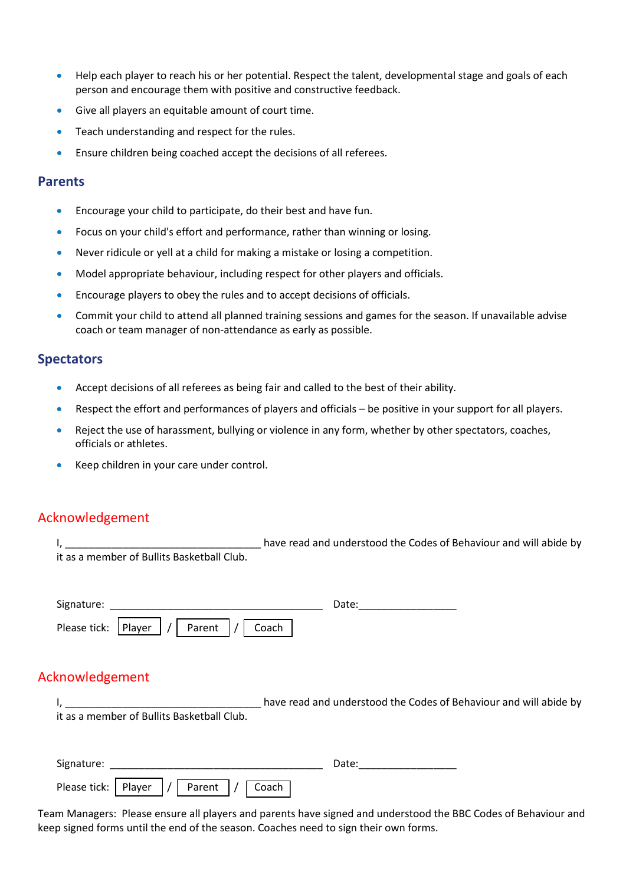- Help each player to reach his or her potential. Respect the talent, developmental stage and goals of each person and encourage them with positive and constructive feedback.
- Give all players an equitable amount of court time.
- Teach understanding and respect for the rules.
- Ensure children being coached accept the decisions of all referees.

## Parents

- Encourage your child to participate, do their best and have fun.
- Focus on your child's effort and performance, rather than winning or losing.
- Never ridicule or yell at a child for making a mistake or losing a competition.
- Model appropriate behaviour, including respect for other players and officials.
- Encourage players to obey the rules and to accept decisions of officials.
- Commit your child to attend all planned training sessions and games for the season. If unavailable advise coach or team manager of non-attendance as early as possible.

## Spectators

- Accept decisions of all referees as being fair and called to the best of their ability.
- Respect the effort and performances of players and officials – be positive in your support for all players.
- Reject the use of harassment, bullying or violence in any form, whether by other spectators, coaches, officials or athletes.
- Keep children in your care under control.

## Acknowledgement

I, ___________________________________ have read and understood the Codes of Behaviour and will abide by it as a member of Bullits Basketball Club.

Signature: ______________________________________ Date:_________________

Please tick: Player / Parent / Coach

## Acknowledgement

I, ___________________________________ have read and understood the Codes of Behaviour and will abide by it as a member of Bullits Basketball Club.

Signature: ______________________________________ Date:_________________

Please tick: Player / Parent / Coach

Team Managers: Please ensure all players and parents have signed and understood the BBC Codes of Behaviour and keep signed forms until the end of the season. Coaches need to sign their own forms.